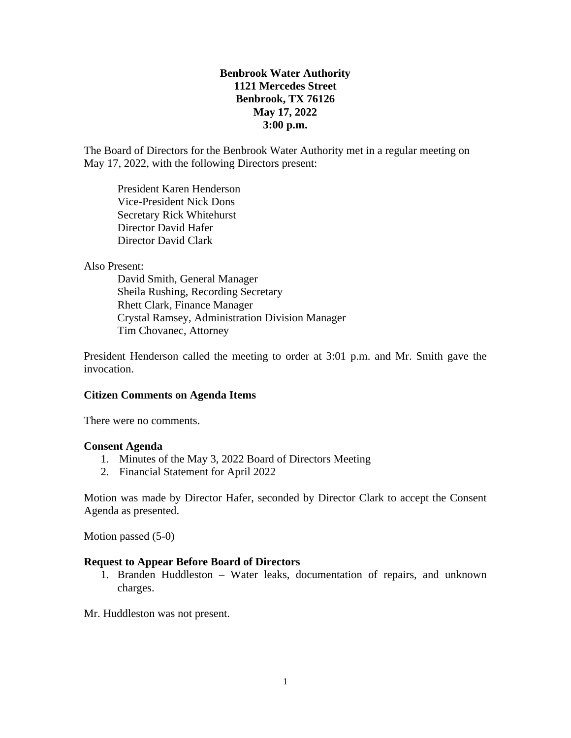**Benbrook Water Authority**
**1121 Mercedes Street**
**Benbrook, TX 76126**
**May 17, 2022**
**3:00 p.m.**

The Board of Directors for the Benbrook Water Authority met in a regular meeting on May 17, 2022, with the following Directors present:

President Karen Henderson
Vice-President Nick Dons
Secretary Rick Whitehurst
Director David Hafer
Director David Clark

Also Present:

David Smith, General Manager
Sheila Rushing, Recording Secretary
Rhett Clark, Finance Manager
Crystal Ramsey, Administration Division Manager
Tim Chovanec, Attorney

President Henderson called the meeting to order at 3:01 p.m. and Mr. Smith gave the invocation.

**Citizen Comments on Agenda Items**

There were no comments.

**Consent Agenda**

1. Minutes of the May 3, 2022 Board of Directors Meeting
2. Financial Statement for April 2022

Motion was made by Director Hafer, seconded by Director Clark to accept the Consent Agenda as presented.

Motion passed (5-0)

**Request to Appear Before Board of Directors**

1. Branden Huddleston – Water leaks, documentation of repairs, and unknown charges.

Mr. Huddleston was not present.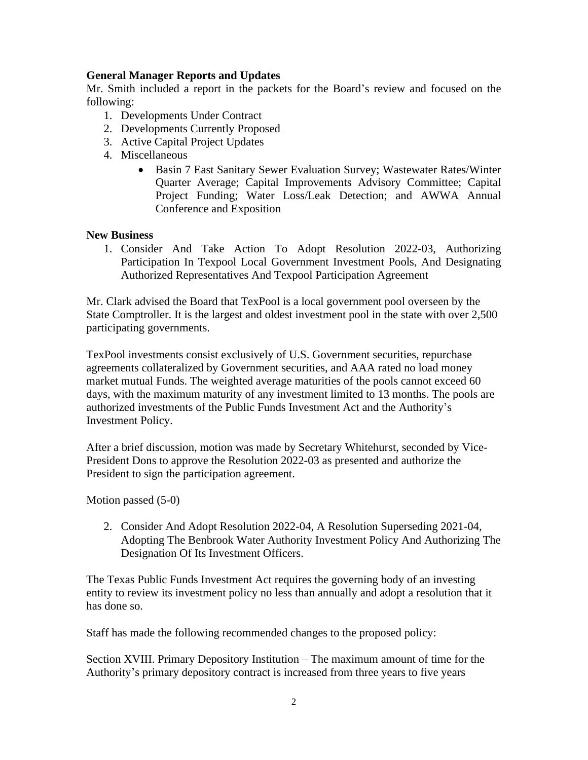**General Manager Reports and Updates**

Mr. Smith included a report in the packets for the Board's review and focused on the following:

1. Developments Under Contract
2. Developments Currently Proposed
3. Active Capital Project Updates
4. Miscellaneous
   - Basin 7 East Sanitary Sewer Evaluation Survey; Wastewater Rates/Winter Quarter Average; Capital Improvements Advisory Committee; Capital Project Funding; Water Loss/Leak Detection; and AWWA Annual Conference and Exposition

**New Business**

1. Consider And Take Action To Adopt Resolution 2022-03, Authorizing Participation In Texpool Local Government Investment Pools, And Designating Authorized Representatives And Texpool Participation Agreement

Mr. Clark advised the Board that TexPool is a local government pool overseen by the State Comptroller. It is the largest and oldest investment pool in the state with over 2,500 participating governments.

TexPool investments consist exclusively of U.S. Government securities, repurchase agreements collateralized by Government securities, and AAA rated no load money market mutual Funds. The weighted average maturities of the pools cannot exceed 60 days, with the maximum maturity of any investment limited to 13 months. The pools are authorized investments of the Public Funds Investment Act and the Authority's Investment Policy.

After a brief discussion, motion was made by Secretary Whitehurst, seconded by Vice-President Dons to approve the Resolution 2022-03 as presented and authorize the President to sign the participation agreement.

Motion passed (5-0)

2. Consider And Adopt Resolution 2022-04, A Resolution Superseding 2021-04, Adopting The Benbrook Water Authority Investment Policy And Authorizing The Designation Of Its Investment Officers.

The Texas Public Funds Investment Act requires the governing body of an investing entity to review its investment policy no less than annually and adopt a resolution that it has done so.

Staff has made the following recommended changes to the proposed policy:

Section XVIII. Primary Depository Institution – The maximum amount of time for the Authority's primary depository contract is increased from three years to five years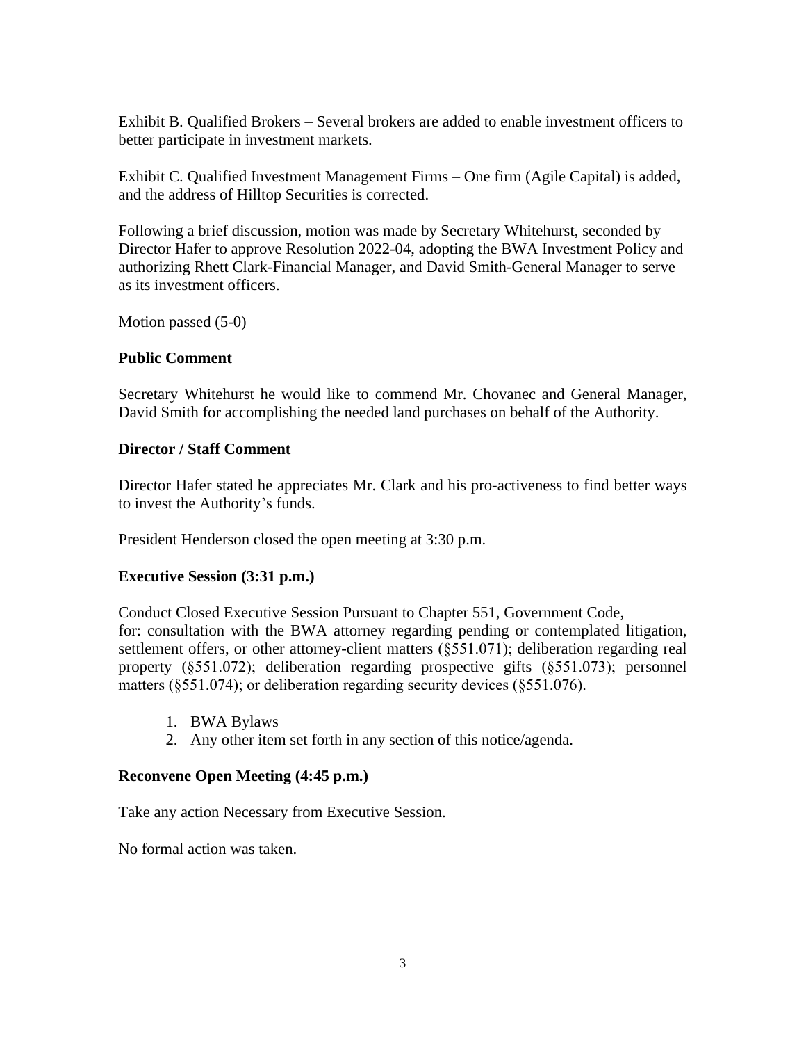Exhibit B. Qualified Brokers – Several brokers are added to enable investment officers to better participate in investment markets.

Exhibit C. Qualified Investment Management Firms – One firm (Agile Capital) is added, and the address of Hilltop Securities is corrected.

Following a brief discussion, motion was made by Secretary Whitehurst, seconded by Director Hafer to approve Resolution 2022-04, adopting the BWA Investment Policy and authorizing Rhett Clark-Financial Manager, and David Smith-General Manager to serve as its investment officers.

Motion passed (5-0)

**Public Comment**

Secretary Whitehurst he would like to commend Mr. Chovanec and General Manager, David Smith for accomplishing the needed land purchases on behalf of the Authority.

**Director / Staff Comment**

Director Hafer stated he appreciates Mr. Clark and his pro-activeness to find better ways to invest the Authority's funds.

President Henderson closed the open meeting at 3:30 p.m.

**Executive Session (3:31 p.m.)**

Conduct Closed Executive Session Pursuant to Chapter 551, Government Code, for: consultation with the BWA attorney regarding pending or contemplated litigation, settlement offers, or other attorney-client matters (§551.071); deliberation regarding real property (§551.072); deliberation regarding prospective gifts (§551.073); personnel matters (§551.074); or deliberation regarding security devices (§551.076).

1. BWA Bylaws
2. Any other item set forth in any section of this notice/agenda.

**Reconvene Open Meeting (4:45 p.m.)**

Take any action Necessary from Executive Session.

No formal action was taken.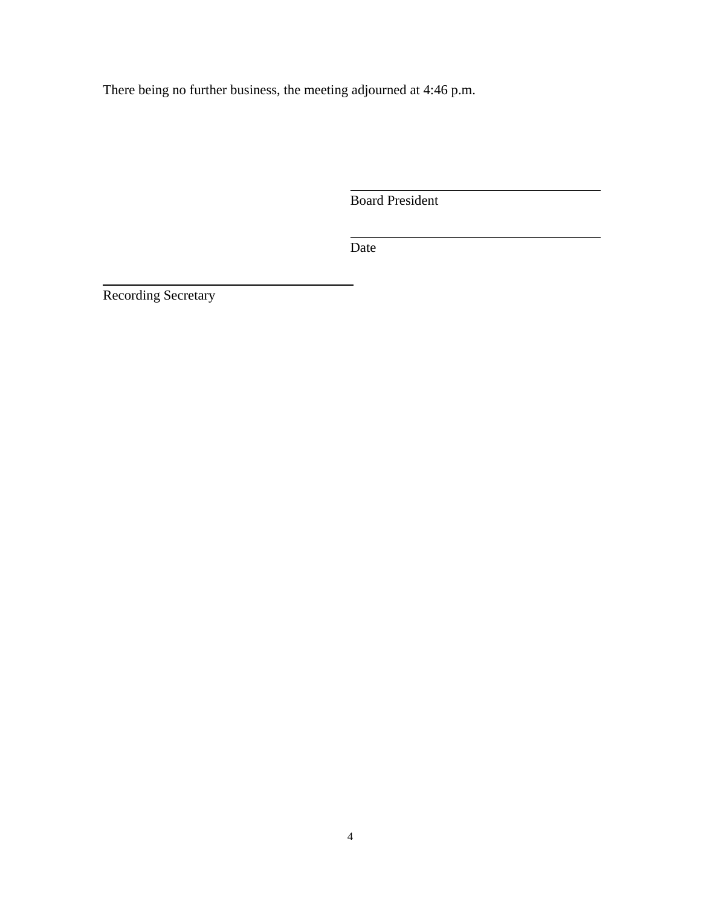There being no further business, the meeting adjourned at 4:46 p.m.

\_\_\_\_\_\_\_\_\_\_\_\_\_\_\_\_\_\_\_\_\_\_\_\_\_\_\_\_\_\_\_\_\_\_\_\_\_\_\_\_
Board President

\_\_\_\_\_\_\_\_\_\_\_\_\_\_\_\_\_\_\_\_\_\_\_\_\_\_\_\_\_\_\_\_\_\_\_\_\_\_\_\_
Date

\_\_\_\_\_\_\_\_\_\_\_\_\_\_\_\_\_\_\_\_\_\_\_\_\_\_\_\_\_\_\_\_\_\_\_\_\_\_\_\_
Recording Secretary